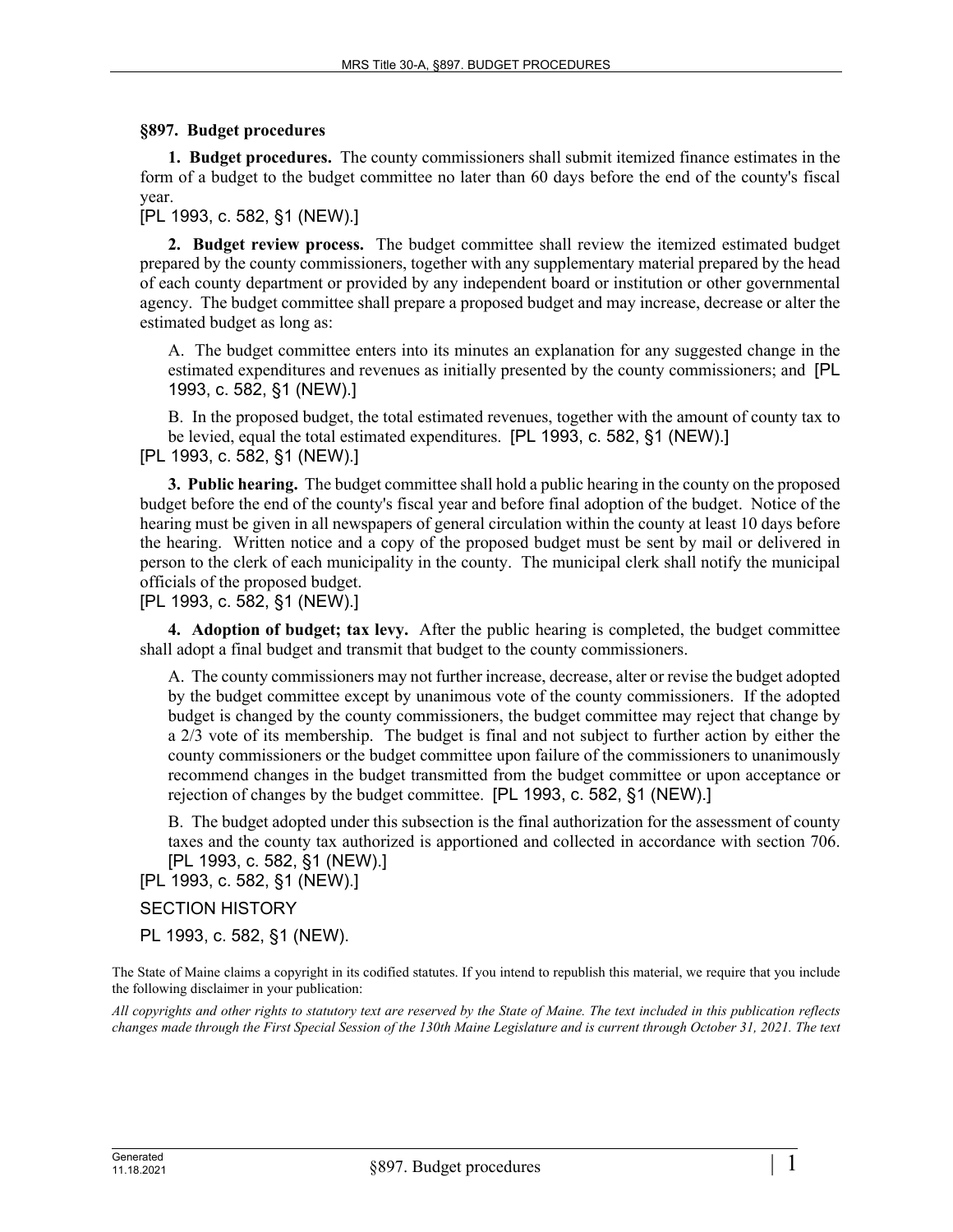**§897. Budget procedures**

**1. Budget procedures.** The county commissioners shall submit itemized finance estimates in the form of a budget to the budget committee no later than 60 days before the end of the county's fiscal year.

[PL 1993, c. 582, §1 (NEW).]

**2. Budget review process.** The budget committee shall review the itemized estimated budget prepared by the county commissioners, together with any supplementary material prepared by the head of each county department or provided by any independent board or institution or other governmental agency. The budget committee shall prepare a proposed budget and may increase, decrease or alter the estimated budget as long as:

A. The budget committee enters into its minutes an explanation for any suggested change in the estimated expenditures and revenues as initially presented by the county commissioners; and [PL 1993, c. 582, §1 (NEW).]

B. In the proposed budget, the total estimated revenues, together with the amount of county tax to be levied, equal the total estimated expenditures. [PL 1993, c. 582, §1 (NEW).]

[PL 1993, c. 582, §1 (NEW).]

**3. Public hearing.** The budget committee shall hold a public hearing in the county on the proposed budget before the end of the county's fiscal year and before final adoption of the budget. Notice of the hearing must be given in all newspapers of general circulation within the county at least 10 days before the hearing. Written notice and a copy of the proposed budget must be sent by mail or delivered in person to the clerk of each municipality in the county. The municipal clerk shall notify the municipal officials of the proposed budget.

[PL 1993, c. 582, §1 (NEW).]

**4. Adoption of budget; tax levy.** After the public hearing is completed, the budget committee shall adopt a final budget and transmit that budget to the county commissioners.

A. The county commissioners may not further increase, decrease, alter or revise the budget adopted by the budget committee except by unanimous vote of the county commissioners. If the adopted budget is changed by the county commissioners, the budget committee may reject that change by a 2/3 vote of its membership. The budget is final and not subject to further action by either the county commissioners or the budget committee upon failure of the commissioners to unanimously recommend changes in the budget transmitted from the budget committee or upon acceptance or rejection of changes by the budget committee. [PL 1993, c. 582, §1 (NEW).]

B. The budget adopted under this subsection is the final authorization for the assessment of county taxes and the county tax authorized is apportioned and collected in accordance with section 706. [PL 1993, c. 582, §1 (NEW).]

[PL 1993, c. 582, §1 (NEW).]

SECTION HISTORY

PL 1993, c. 582, §1 (NEW).

The State of Maine claims a copyright in its codified statutes. If you intend to republish this material, we require that you include the following disclaimer in your publication:

*All copyrights and other rights to statutory text are reserved by the State of Maine. The text included in this publication reflects changes made through the First Special Session of the 130th Maine Legislature and is current through October 31, 2021. The text*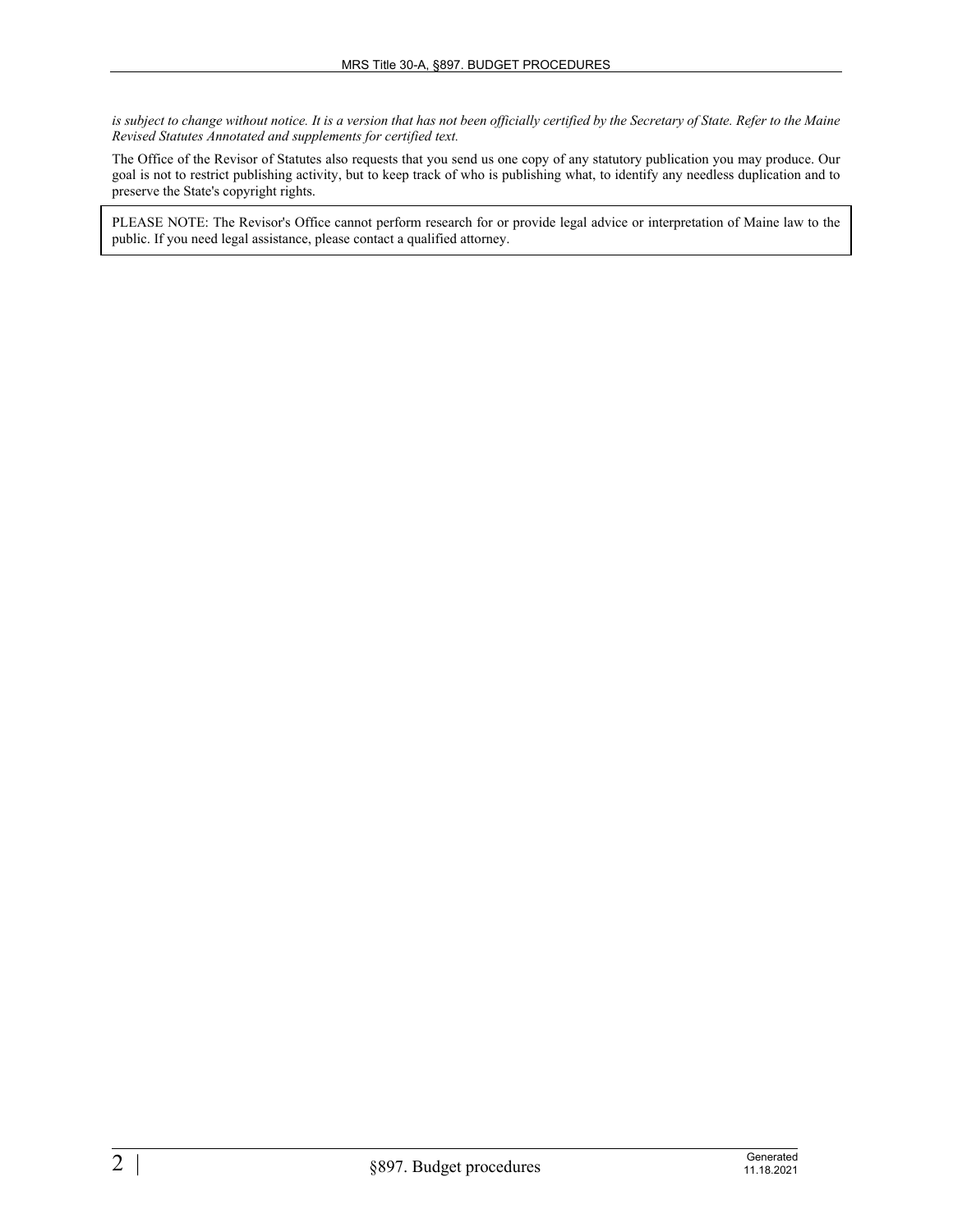*is subject to change without notice. It is a version that has not been officially certified by the Secretary of State. Refer to the Maine Revised Statutes Annotated and supplements for certified text.*

The Office of the Revisor of Statutes also requests that you send us one copy of any statutory publication you may produce. Our goal is not to restrict publishing activity, but to keep track of who is publishing what, to identify any needless duplication and to preserve the State's copyright rights.

PLEASE NOTE: The Revisor's Office cannot perform research for or provide legal advice or interpretation of Maine law to the public. If you need legal assistance, please contact a qualified attorney.